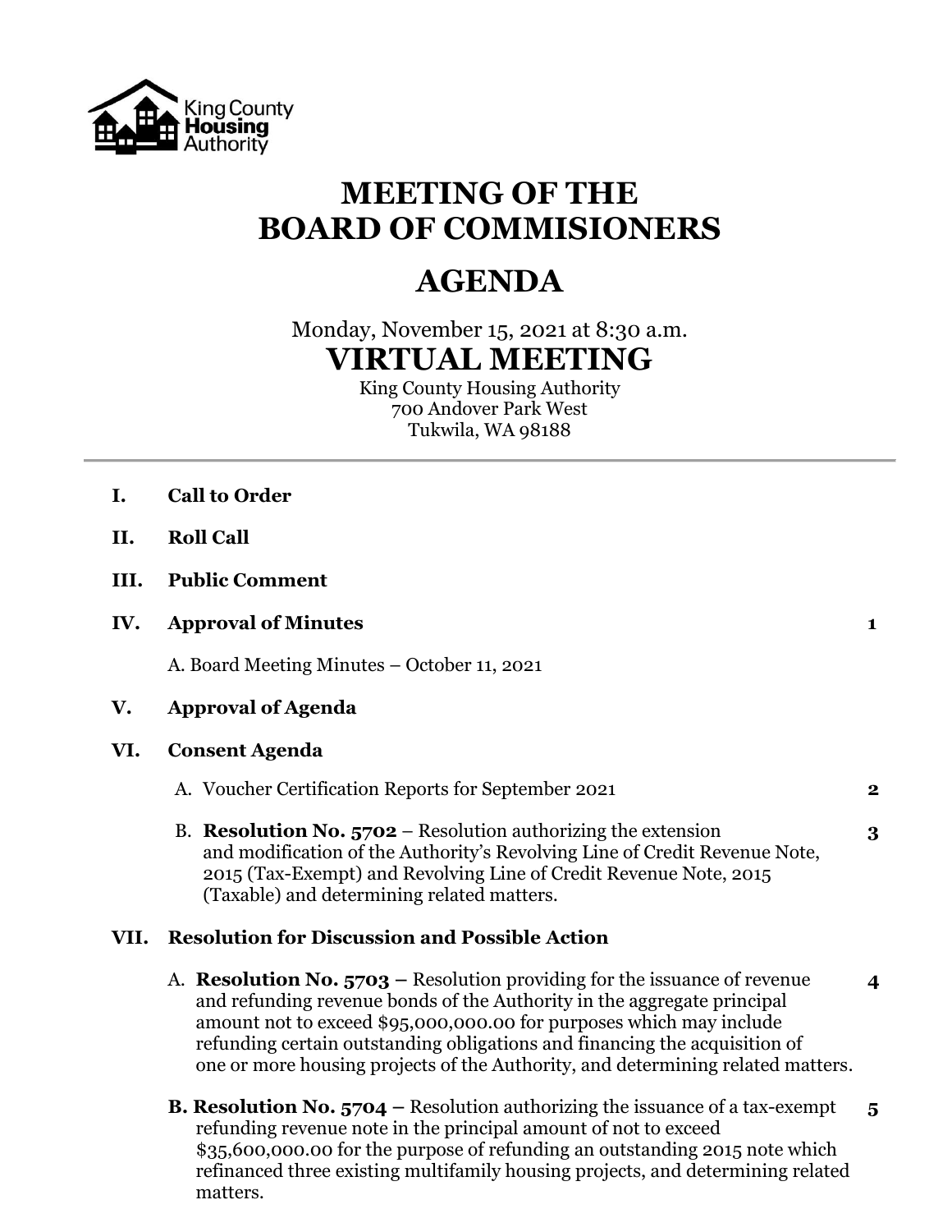King County Housing Authority

# MEETING OF THE BOARD OF COMMISIONERS

# AGENDA

Monday, November 15, 2021 at 8:30 a.m.

## VIRTUAL MEETING

King County Housing Authority
700 Andover Park West
Tukwila, WA 98188

---

**I. Call to Order**

**II. Roll Call**

**III. Public Comment**

**IV. Approval of Minutes** — **1**

A. Board Meeting Minutes – October 11, 2021

**V. Approval of Agenda**

**VI. Consent Agenda**

A. Voucher Certification Reports for September 2021 — **2**

B. **Resolution No. 5702** – Resolution authorizing the extension and modification of the Authority's Revolving Line of Credit Revenue Note, 2015 (Tax-Exempt) and Revolving Line of Credit Revenue Note, 2015 (Taxable) and determining related matters. — **3**

**VII. Resolution for Discussion and Possible Action**

A. **Resolution No. 5703 –** Resolution providing for the issuance of revenue and refunding revenue bonds of the Authority in the aggregate principal amount not to exceed $95,000,000.00 for purposes which may include refunding certain outstanding obligations and financing the acquisition of one or more housing projects of the Authority, and determining related matters. — **4**

**B. Resolution No. 5704 –** Resolution authorizing the issuance of a tax-exempt refunding revenue note in the principal amount of not to exceed $35,600,000.00 for the purpose of refunding an outstanding 2015 note which refinanced three existing multifamily housing projects, and determining related matters. — **5**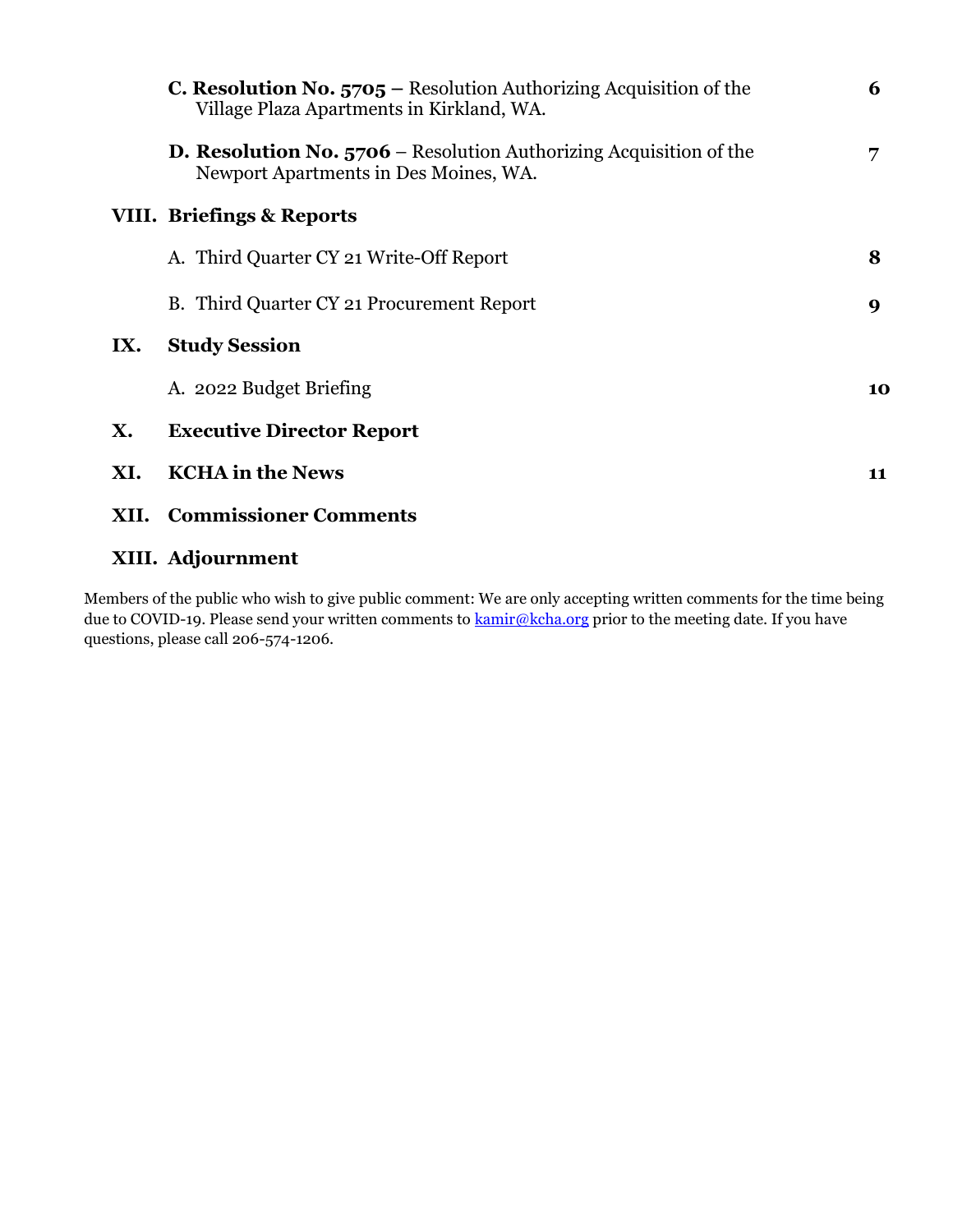**C. Resolution No. 5705 –** Resolution Authorizing Acquisition of the Village Plaza Apartments in Kirkland, WA. **6**

**D. Resolution No. 5706** – Resolution Authorizing Acquisition of the Newport Apartments in Des Moines, WA. **7**

## VIII. Briefings & Reports

A. Third Quarter CY 21 Write-Off Report **8**

B. Third Quarter CY 21 Procurement Report **9**

## IX. Study Session

A. 2022 Budget Briefing **10**

## X. Executive Director Report

## XI. KCHA in the News **11**

## XII. Commissioner Comments

## XIII. Adjournment

Members of the public who wish to give public comment: We are only accepting written comments for the time being due to COVID-19. Please send your written comments to kamir@kcha.org prior to the meeting date. If you have questions, please call 206-574-1206.